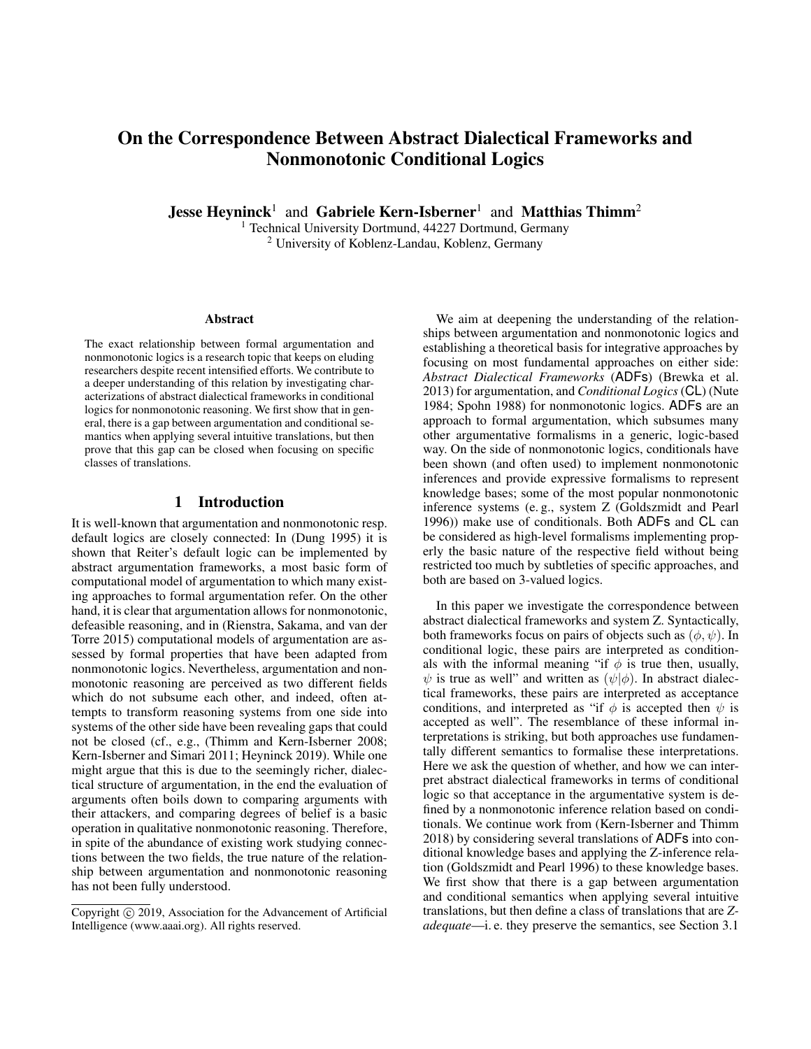// Copyright notice omitted from the transcription (it is a footer).

# On the Correspondence Between Abstract Dialectical Frameworks and Nonmonotonic Conditional Logics

**Jesse Heyninck**[1] and **Gabriele Kern-Isberner**[1] and **Matthias Thimm**[2]

[1] Technical University Dortmund, 44227 Dortmund, Germany
[2] University of Koblenz-Landau, Koblenz, Germany

## Abstract

The exact relationship between formal argumentation and nonmonotonic logics is a research topic that keeps on eluding researchers despite recent intensified efforts. We contribute to a deeper understanding of this relation by investigating characterizations of abstract dialectical frameworks in conditional logics for nonmonotonic reasoning. We first show that in general, there is a gap between argumentation and conditional semantics when applying several intuitive translations, but then prove that this gap can be closed when focusing on specific classes of translations.

## 1 Introduction

It is well-known that argumentation and nonmonotonic resp. default logics are closely connected: In (Dung 1995) it is shown that Reiter's default logic can be implemented by abstract argumentation frameworks, a most basic form of computational model of argumentation to which many existing approaches to formal argumentation refer. On the other hand, it is clear that argumentation allows for nonmonotonic, defeasible reasoning, and in (Rienstra, Sakama, and van der Torre 2015) computational models of argumentation are assessed by formal properties that have been adapted from nonmonotonic logics. Nevertheless, argumentation and nonmonotonic reasoning are perceived as two different fields which do not subsume each other, and indeed, often attempts to transform reasoning systems from one side into systems of the other side have been revealing gaps that could not be closed (cf., e.g., (Thimm and Kern-Isberner 2008; Kern-Isberner and Simari 2011; Heyninck 2019). While one might argue that this is due to the seemingly richer, dialectical structure of argumentation, in the end the evaluation of arguments often boils down to comparing arguments with their attackers, and comparing degrees of belief is a basic operation in qualitative nonmonotonic reasoning. Therefore, in spite of the abundance of existing work studying connections between the two fields, the true nature of the relationship between argumentation and nonmonotonic reasoning has not been fully understood.

We aim at deepening the understanding of the relationships between argumentation and nonmonotonic logics and establishing a theoretical basis for integrative approaches by focusing on most fundamental approaches on either side: *Abstract Dialectical Frameworks* (ADFs) (Brewka et al. 2013) for argumentation, and *Conditional Logics* (CL) (Nute 1984; Spohn 1988) for nonmonotonic logics. ADFs are an approach to formal argumentation, which subsumes many other argumentative formalisms in a generic, logic-based way. On the side of nonmonotonic logics, conditionals have been shown (and often used) to implement nonmonotonic inferences and provide expressive formalisms to represent knowledge bases; some of the most popular nonmonotonic inference systems (e. g., system Z (Goldszmidt and Pearl 1996)) make use of conditionals. Both ADFs and CL can be considered as high-level formalisms implementing properly the basic nature of the respective field without being restricted too much by subtleties of specific approaches, and both are based on 3-valued logics.

In this paper we investigate the correspondence between abstract dialectical frameworks and system Z. Syntactically, both frameworks focus on pairs of objects such as $(\phi, \psi)$. In conditional logic, these pairs are interpreted as conditionals with the informal meaning "if $\phi$ is true then, usually, $\psi$ is true as well" and written as $(\psi|\phi)$. In abstract dialectical frameworks, these pairs are interpreted as acceptance conditions, and interpreted as "if $\phi$ is accepted then $\psi$ is accepted as well". The resemblance of these informal interpretations is striking, but both approaches use fundamentally different semantics to formalise these interpretations. Here we ask the question of whether, and how we can interpret abstract dialectical frameworks in terms of conditional logic so that acceptance in the argumentative system is defined by a nonmonotonic inference relation based on conditionals. We continue work from (Kern-Isberner and Thimm 2018) by considering several translations of ADFs into conditional knowledge bases and applying the Z-inference relation (Goldszmidt and Pearl 1996) to these knowledge bases. We first show that there is a gap between argumentation and conditional semantics when applying several intuitive translations, but then define a class of translations that are *Z-adequate*—i. e. they preserve the semantics, see Section 3.1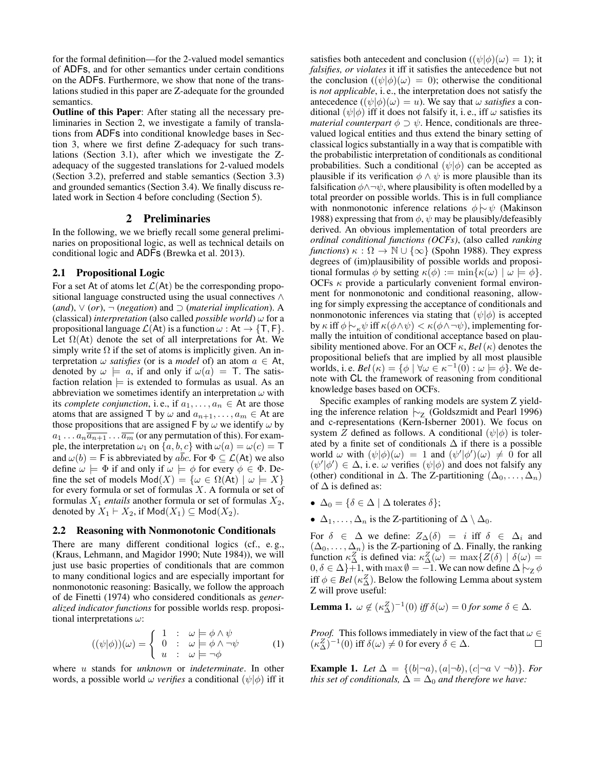for the formal definition—for the 2-valued model semantics of ADFs, and for other semantics under certain conditions on the ADFs. Furthermore, we show that none of the translations studied in this paper are Z-adequate for the grounded semantics.

**Outline of this Paper**: After stating all the necessary preliminaries in Section 2, we investigate a family of translations from ADFs into conditional knowledge bases in Section 3, where we first define Z-adequacy for such translations (Section 3.1), after which we investigate the Z-adequacy of the suggested translations for 2-valued models (Section 3.2), preferred and stable semantics (Section 3.3) and grounded semantics (Section 3.4). We finally discuss related work in Section 4 before concluding (Section 5).

## 2 Preliminaries

In the following, we we briefly recall some general preliminaries on propositional logic, as well as technical details on conditional logic and ADFs (Brewka et al. 2013).

### 2.1 Propositional Logic

For a set At of atoms let $\mathcal{L}(\mathsf{At})$ be the corresponding propositional language constructed using the usual connectives $\wedge$ (*and*), $\vee$ (*or*), $\neg$ (*negation*) and $\supset$ (*material implication*). A (classical) *interpretation* (also called *possible world*) $\omega$ for a propositional language $\mathcal{L}(\mathsf{At})$ is a function $\omega : \mathsf{At} \to \{\mathsf{T}, \mathsf{F}\}$. Let $\Omega(\mathsf{At})$ denote the set of all interpretations for At. We simply write $\Omega$ if the set of atoms is implicitly given. An interpretation $\omega$ *satisfies* (or is a *model* of) an atom $a \in \mathsf{At}$, denoted by $\omega \models a$, if and only if $\omega(a) = \mathsf{T}$. The satisfaction relation $\models$ is extended to formulas as usual. As an abbreviation we sometimes identify an interpretation $\omega$ with its *complete conjunction*, i. e., if $a_1, \ldots, a_n \in \mathsf{At}$ are those atoms that are assigned T by $\omega$ and $a_{n+1}, \ldots, a_m \in \mathsf{At}$ are those propositions that are assigned F by $\omega$ we identify $\omega$ by $a_1 \ldots a_n \overline{a_{n+1}} \ldots \overline{a_m}$ (or any permutation of this). For example, the interpretation $\omega_1$ on $\{a, b, c\}$ with $\omega(a) = \omega(c) = \mathsf{T}$ and $\omega(b) = \mathsf{F}$ is abbreviated by $a\overline{b}c$. For $\Phi \subseteq \mathcal{L}(\mathsf{At})$ we also define $\omega \models \Phi$ if and only if $\omega \models \phi$ for every $\phi \in \Phi$. Define the set of models $\mathsf{Mod}(X) = \{\omega \in \Omega(\mathsf{At}) \mid \omega \models X\}$ for every formula or set of formulas $X$. A formula or set of formulas $X_1$ *entails* another formula or set of formulas $X_2$, denoted by $X_1 \vdash X_2$, if $\mathsf{Mod}(X_1) \subseteq \mathsf{Mod}(X_2)$.

### 2.2 Reasoning with Nonmonotonic Conditionals

There are many different conditional logics (cf., e. g., (Kraus, Lehmann, and Magidor 1990; Nute 1984)), we will just use basic properties of conditionals that are common to many conditional logics and are especially important for nonmonotonic reasoning: Basically, we follow the approach of de Finetti (1974) who considered conditionals as *generalized indicator functions* for possible worlds resp. propositional interpretations $\omega$:

$$((\psi|\phi))(\omega) = \begin{cases} 1 & : \quad \omega \models \phi \wedge \psi \\ 0 & : \quad \omega \models \phi \wedge \neg\psi \\ u & : \quad \omega \models \neg\phi \end{cases} \tag{1}$$

where $u$ stands for *unknown* or *indeterminate*. In other words, a possible world $\omega$ *verifies* a conditional $(\psi|\phi)$ iff it satisfies both antecedent and conclusion ($(\psi|\phi)(\omega) = 1$); it *falsifies, or violates* it iff it satisfies the antecedence but not the conclusion ($(\psi|\phi)(\omega) = 0$); otherwise the conditional is *not applicable*, i. e., the interpretation does not satisfy the antecedence ($(\psi|\phi)(\omega) = u$). We say that $\omega$ *satisfies* a conditional $(\psi|\phi)$ iff it does not falsify it, i. e., iff $\omega$ satisfies its *material counterpart* $\phi \supset \psi$. Hence, conditionals are three-valued logical entities and thus extend the binary setting of classical logics substantially in a way that is compatible with the probabilistic interpretation of conditionals as conditional probabilities. Such a conditional $(\psi|\phi)$ can be accepted as plausible if its verification $\phi \wedge \psi$ is more plausible than its falsification $\phi \wedge \neg\psi$, where plausibility is often modelled by a total preorder on possible worlds. This is in full compliance with nonmonotonic inference relations $\phi \mathrel{|\!\!\sim} \psi$ (Makinson 1988) expressing that from $\phi$, $\psi$ may be plausibly/defeasibly derived. An obvious implementation of total preorders are *ordinal conditional functions (OCFs)*, (also called *ranking functions*) $\kappa : \Omega \to \mathbb{N} \cup \{\infty\}$ (Spohn 1988). They express degrees of (im)plausibility of possible worlds and propositional formulas $\phi$ by setting $\kappa(\phi) := \min\{\kappa(\omega) \mid \omega \models \phi\}$. OCFs $\kappa$ provide a particularly convenient formal environment for nonmonotonic and conditional reasoning, allowing for simply expressing the acceptance of conditionals and nonmonotonic inferences via stating that $(\psi|\phi)$ is accepted by $\kappa$ iff $\phi \mathrel{|\!\!\sim}_\kappa \psi$ iff $\kappa(\phi \wedge \psi) < \kappa(\phi \wedge \neg\psi)$, implementing formally the intuition of conditional acceptance based on plausibility mentioned above. For an OCF $\kappa$, $\mathit{Bel}(\kappa)$ denotes the propositional beliefs that are implied by all most plausible worlds, i. e. $\mathit{Bel}(\kappa) = \{\phi \mid \forall \omega \in \kappa^{-1}(0) : \omega \models \phi\}$. We denote with CL the framework of reasoning from conditional knowledge bases based on OCFs.

Specific examples of ranking models are system Z yielding the inference relation $\mathrel{|\!\!\sim}_{\mathsf{Z}}$ (Goldszmidt and Pearl 1996) and c-representations (Kern-Isberner 2001). We focus on system $Z$ defined as follows. A conditional $(\psi|\phi)$ is tolerated by a finite set of conditionals $\Delta$ if there is a possible world $\omega$ with $(\psi|\phi)(\omega) = 1$ and $(\psi'|\phi')(\omega) \neq 0$ for all $(\psi'|\phi') \in \Delta$, i. e. $\omega$ verifies $(\psi|\phi)$ and does not falsify any (other) conditional in $\Delta$. The Z-partitioning $(\Delta_0, \ldots, \Delta_n)$ of $\Delta$ is defined as:

- $\Delta_0 = \{\delta \in \Delta \mid \Delta \text{ tolerates } \delta\}$;
- $\Delta_1, \ldots, \Delta_n$ is the Z-partitioning of $\Delta \setminus \Delta_0$.

For $\delta \in \Delta$ we define: $Z_\Delta(\delta) = i$ iff $\delta \in \Delta_i$ and $(\Delta_0, \ldots, \Delta_n)$ is the Z-partioning of $\Delta$. Finally, the ranking function $\kappa^Z_\Delta$ is defined via: $\kappa^Z_\Delta(\omega) = \max\{Z(\delta) \mid \delta(\omega) = 0, \delta \in \Delta\} + 1$, with $\max \emptyset = -1$. We can now define $\Delta \mathrel{|\!\!\sim}_{\mathsf{Z}} \phi$ iff $\phi \in \mathit{Bel}(\kappa^Z_\Delta)$. Below the following Lemma about system Z will prove useful:

**Lemma 1.** *$\omega \notin (\kappa^Z_\Delta)^{-1}(0)$ iff $\delta(\omega) = 0$ for some $\delta \in \Delta$.*

*Proof.* This follows immediately in view of the fact that $\omega \in (\kappa^Z_\Delta)^{-1}(0)$ iff $\delta(\omega) \neq 0$ for every $\delta \in \Delta$. $\square$

**Example 1.** *Let $\Delta = \{(b|\neg a), (a|\neg b), (c|\neg a \vee \neg b)\}$. For this set of conditionals, $\Delta = \Delta_0$ and therefore we have:*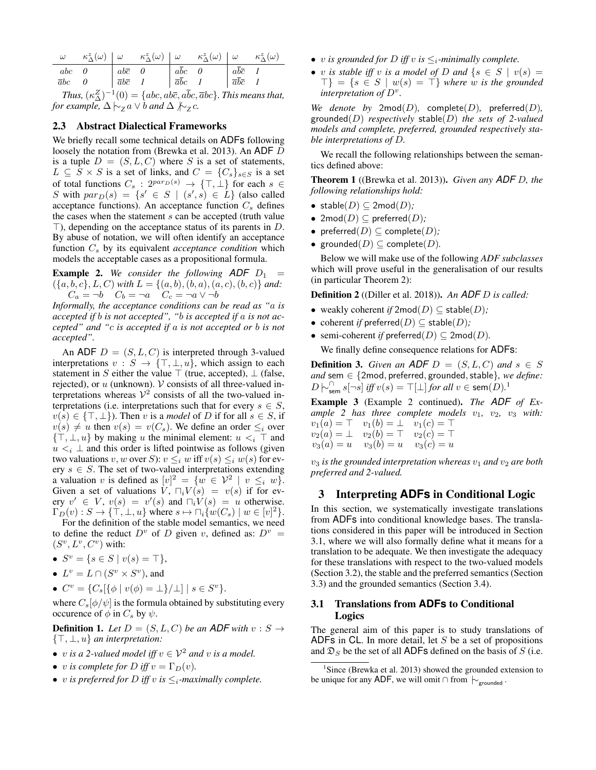| $\omega$ | $\kappa^z_\Delta(\omega)$ | $\omega$ | $\kappa^z_\Delta(\omega)$ | $\omega$ | $\kappa^z_\Delta(\omega)$ | $\omega$ | $\kappa^z_\Delta(\omega)$ |
|---|---|---|---|---|---|---|---|
| $abc$ | 0 | $ab\overline{c}$ | 0 | $a\overline{b}c$ | 0 | $a\overline{b}\overline{c}$ | 1 |
| $\overline{a}bc$ | 0 | $\overline{a}b\overline{c}$ | 1 | $\overline{a}\overline{b}c$ | 1 | $\overline{a}\overline{b}\overline{c}$ | 1 |

*Thus,* $(\kappa^Z_\Delta)^{-1}(0) = \{abc, ab\overline{c}, a\overline{b}c, \overline{a}bc\}$. *This means that, for example,* $\Delta \mid\!\sim_Z a \vee b$ *and* $\Delta \not\mid\!\sim_Z c$.

## 2.3 Abstract Dialectical Frameworks

We briefly recall some technical details on ADFs following loosely the notation from (Brewka et al. 2013). An ADF $D$ is a tuple $D = (S, L, C)$ where $S$ is a set of statements, $L \subseteq S \times S$ is a set of links, and $C = \{C_s\}_{s \in S}$ is a set of total functions $C_s : 2^{par_D(s)} \to \{\top, \bot\}$ for each $s \in S$ with $par_D(s) = \{s' \in S \mid (s', s) \in L\}$ (also called acceptance functions). An acceptance function $C_s$ defines the cases when the statement $s$ can be accepted (truth value $\top$), depending on the acceptance status of its parents in $D$. By abuse of notation, we will often identify an acceptance function $C_s$ by its equivalent *acceptance condition* which models the acceptable cases as a propositional formula.

**Example 2.** *We consider the following ADF* $D_1 = (\{a, b, c\}, L, C)$ *with* $L = \{(a, b), (b, a), (a, c), (b, c)\}$ *and:*
$C_a = \neg b \quad C_b = \neg a \quad C_c = \neg a \vee \neg b$
*Informally, the acceptance conditions can be read as "$a$ is accepted if $b$ is not accepted", "$b$ is accepted if $a$ is not accepted" and "$c$ is accepted if $a$ is not accepted or $b$ is not accepted".*

An ADF $D = (S, L, C)$ is interpreted through 3-valued interpretations $v : S \to \{\top, \bot, u\}$, which assign to each statement in $S$ either the value $\top$ (true, accepted), $\bot$ (false, rejected), or $u$ (unknown). $\mathcal{V}$ consists of all three-valued interpretations whereas $\mathcal{V}^2$ consists of all the two-valued interpretations (i.e. interpretations such that for every $s \in S$, $v(s) \in \{\top, \bot\}$). Then $v$ is a *model* of $D$ if for all $s \in S$, if $v(s) \neq u$ then $v(s) = v(C_s)$. We define an order $\leq_i$ over $\{\top, \bot, u\}$ by making $u$ the minimal element: $u <_i \top$ and $u <_i \bot$ and this order is lifted pointwise as follows (given two valuations $v, w$ over $S$): $v \leq_i w$ iff $v(s) \leq_i w(s)$ for every $s \in S$. The set of two-valued interpretations extending a valuation $v$ is defined as $[v]^2 = \{w \in \mathcal{V}^2 \mid v \leq_i w\}$. Given a set of valuations $V$, $\sqcap_i V(s) = v(s)$ if for every $v' \in V$, $v(s) = v'(s)$ and $\sqcap_i V(s) = u$ otherwise. $\Gamma_D(v) : S \to \{\top, \bot, u\}$ where $s \mapsto \sqcap_i \{w(C_s) \mid w \in [v]^2\}$.

For the definition of the stable model semantics, we need to define the reduct $D^v$ of $D$ given $v$, defined as: $D^v = (S^v, L^v, C^v)$ with:

- $S^v = \{s \in S \mid v(s) = \top\}$,
- $L^v = L \cap (S^v \times S^v)$, and
- $C^v = \{C_s[\{\phi \mid v(\phi) = \bot\}/\bot] \mid s \in S^v\}$.

where $C_s[\phi/\psi]$ is the formula obtained by substituting every occurence of $\phi$ in $C_s$ by $\psi$.

**Definition 1.** *Let* $D = (S, L, C)$ *be an ADF with* $v : S \to \{\top, \bot, u\}$ *an interpretation:*

- *$v$ is a 2-valued model iff $v \in \mathcal{V}^2$ and $v$ is a model.*
- *$v$ is complete for $D$ iff $v = \Gamma_D(v)$.*
- *$v$ is preferred for $D$ iff $v$ is $\leq_i$-maximally complete.*
- *$v$ is grounded for $D$ iff $v$ is $\leq_i$-minimally complete.*
- *$v$ is stable iff $v$ is a model of $D$ and $\{s \in S \mid v(s) = \top\} = \{s \in S \mid w(s) = \top\}$ where $w$ is the grounded interpretation of $D^v$.*

*We denote by* $\mathsf{2mod}(D)$, $\mathsf{complete}(D)$, $\mathsf{preferred}(D)$, $\mathsf{grounded}(D)$ *respectively* $\mathsf{stable}(D)$ *the sets of 2-valued models and complete, preferred, grounded respectively stable interpretations of $D$.*

We recall the following relationships between the semantics defined above:

**Theorem 1** ((Brewka et al. 2013))**.** *Given any ADF $D$, the following relationships hold:*

- $\mathsf{stable}(D) \subseteq \mathsf{2mod}(D)$*;*
- $\mathsf{2mod}(D) \subseteq \mathsf{preferred}(D)$*;*
- $\mathsf{preferred}(D) \subseteq \mathsf{complete}(D)$*;*
- $\mathsf{grounded}(D) \subseteq \mathsf{complete}(D)$.

Below we will make use of the following *ADF subclasses* which will prove useful in the generalisation of our results (in particular Theorem 2):

**Definition 2** ((Diller et al. 2018))**.** *An ADF $D$ is called:*

- weakly coherent *if* $\mathsf{2mod}(D) \subseteq \mathsf{stable}(D)$*;*
- coherent *if* $\mathsf{preferred}(D) \subseteq \mathsf{stable}(D)$*;*
- semi-coherent *if* $\mathsf{preferred}(D) \subseteq \mathsf{2mod}(D)$.

We finally define consequence relations for ADFs:

**Definition 3.** *Given an ADF* $D = (S, L, C)$ *and* $s \in S$ *and* $\mathsf{sem} \in \{\mathsf{2mod}, \mathsf{preferred}, \mathsf{grounded}, \mathsf{stable}\}$*, we define:* $D \mid\!\sim^{\cap}_{\mathsf{sem}} s[\neg s]$ *iff* $v(s) = \top[\bot]$ *for all* $v \in \mathsf{sem}(D)$.[1]

**Example 3** (Example 2 continued)**.** *The ADF of Example 2 has three complete models $v_1$, $v_2$, $v_3$ with:*
$v_1(a) = \top \quad v_1(b) = \bot \quad v_1(c) = \top$
$v_2(a) = \bot \quad v_2(b) = \top \quad v_2(c) = \top$
$v_3(a) = u \quad v_3(b) = u \quad v_3(c) = u$

*$v_3$ is the grounded interpretation whereas $v_1$ and $v_2$ are both preferred and 2-valued.*

# 3 Interpreting ADFs in Conditional Logic

In this section, we systematically investigate translations from ADFs into conditional knowledge bases. The translations considered in this paper will be introduced in Section 3.1, where we will also formally define what it means for a translation to be adequate. We then investigate the adequacy for these translations with respect to the two-valued models (Section 3.2), the stable and the preferred semantics (Section 3.3) and the grounded semantics (Section 3.4).

## 3.1 Translations from ADFs to Conditional Logics

The general aim of this paper is to study translations of ADFs in CL. In more detail, let $S$ be a set of propositions and $\mathfrak{D}_S$ be the set of all ADFs defined on the basis of $S$ (i.e.

[1] Since (Brewka et al. 2013) showed the grounded extension to be unique for any ADF, we will omit $\cap$ from $\mid\!\sim_{\mathsf{grounded}}$.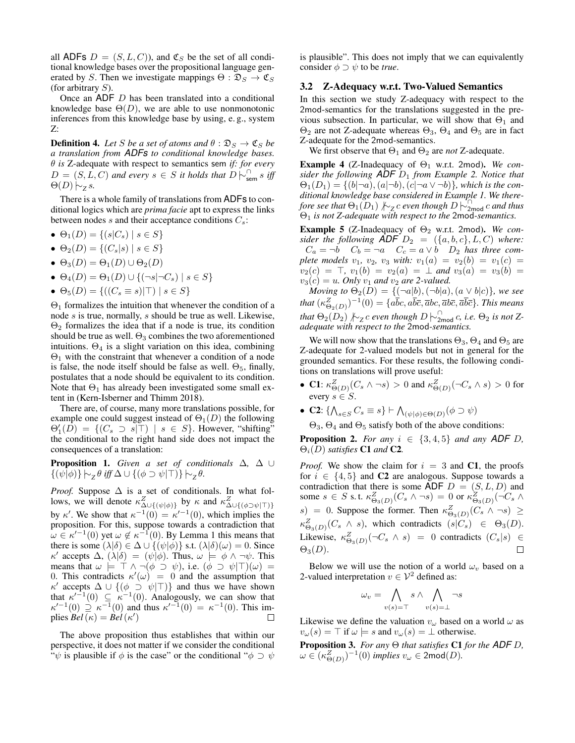all ADFs $D = (S, L, C)$), and $\mathfrak{C}_S$ be the set of all conditional knowledge bases over the propositional language generated by $S$. Then we investigate mappings $\Theta : \mathfrak{D}_S \to \mathfrak{C}_S$ (for arbitrary $S$).

Once an ADF $D$ has been translated into a conditional knowledge base $\Theta(D)$, we are able to use nonmonotonic inferences from this knowledge base by using, e. g., system Z:

**Definition 4.** *Let $S$ be a set of atoms and $\theta : \mathfrak{D}_S \to \mathfrak{C}_S$ be a translation from ADFs to conditional knowledge bases. $\theta$ is* Z-adequate *with respect to semantics* sem *if: for every $D = (S, L, C)$ and every $s \in S$ it holds that $D \mathrel{|\!\!\sim}^{\cap}_{\mathsf{sem}} s$ iff $\Theta(D) \mathrel{|\!\!\sim}_Z s$.*

There is a whole family of translations from ADFs to conditional logics which are *prima facie* apt to express the links between nodes $s$ and their acceptance conditions $C_s$:

- $\Theta_1(D) = \{(s|C_s) \mid s \in S\}$
- $\Theta_2(D) = \{(C_s|s) \mid s \in S\}$
- $\Theta_3(D) = \Theta_1(D) \cup \Theta_2(D)$
- $\Theta_4(D) = \Theta_1(D) \cup \{(\neg s|\neg C_s) \mid s \in S\}$
- $\Theta_5(D) = \{((C_s \equiv s)|\top) \mid s \in S\}$

$\Theta_1$ formalizes the intuition that whenever the condition of a node $s$ is true, normally, $s$ should be true as well. Likewise, $\Theta_2$ formalizes the idea that if a node is true, its condition should be true as well. $\Theta_3$ combines the two aforementioned intuitions. $\Theta_4$ is a slight variation on this idea, combining $\Theta_1$ with the constraint that whenever a condition of a node is false, the node itself should be false as well. $\Theta_5$, finally, postulates that a node should be equivalent to its condition. Note that $\Theta_1$ has already been investigated some small extent in (Kern-Isberner and Thimm 2018).

There are, of course, many more translations possible, for example one could suggest instead of $\Theta_1(D)$ the following $\Theta'_1(D) = \{(C_s \supset s|\top) \mid s \in S\}$. However, "shifting" the conditional to the right hand side does not impact the consequences of a translation:

**Proposition 1.** *Given a set of conditionals $\Delta$, $\Delta \cup \{(\psi|\phi)\} \mathrel{|\!\!\sim}_Z \theta$ iff $\Delta \cup \{(\phi \supset \psi|\top)\} \mathrel{|\!\!\sim}_Z \theta$.*

*Proof.* Suppose $\Delta$ is a set of conditionals. In what follows, we will denote $\kappa^Z_{\Delta\cup\{(\psi|\phi)\}}$ by $\kappa$ and $\kappa^Z_{\Delta\cup\{(\phi\supset\psi|\top)\}}$ by $\kappa'$. We show that $\kappa^{-1}(0) = \kappa'^{-1}(0)$, which implies the proposition. For this, suppose towards a contradiction that $\omega \in \kappa'^{-1}(0)$ yet $\omega \notin \kappa^{-1}(0)$. By Lemma 1 this means that there is some $(\lambda|\delta) \in \Delta \cup \{(\psi|\phi)\}$ s.t. $(\lambda|\delta)(\omega) = 0$. Since $\kappa'$ accepts $\Delta$, $(\lambda|\delta) = (\psi|\phi)$. Thus, $\omega \models \phi \wedge \neg\psi$. This means that $\omega \models \top \wedge \neg(\phi \supset \psi)$, i.e. $(\phi \supset \psi|\top)(\omega) = 0$. This contradicts $\kappa'(\omega) = 0$ and the assumption that $\kappa'$ accepts $\Delta \cup \{(\phi \supset \psi|\top)\}$ and thus we have shown that $\kappa'^{-1}(0) \subseteq \kappa^{-1}(0)$. Analogously, we can show that $\kappa'^{-1}(0) \supseteq \kappa^{-1}(0)$ and thus $\kappa'^{-1}(0) = \kappa^{-1}(0)$. This implies $\mathit{Bel}(\kappa) = \mathit{Bel}(\kappa')$ ∎

The above proposition thus establishes that within our perspective, it does not matter if we consider the conditional "$\psi$ is plausible if $\phi$ is the case" or the conditional "$\phi \supset \psi$ is plausible". This does not imply that we can equivalently consider $\phi \supset \psi$ to be *true*.

## 3.2 Z-Adequacy w.r.t. Two-Valued Semantics

In this section we study Z-adequacy with respect to the 2mod-semantics for the translations suggested in the previous subsection. In particular, we will show that $\Theta_1$ and $\Theta_2$ are not Z-adequate whereas $\Theta_3$, $\Theta_4$ and $\Theta_5$ are in fact Z-adequate for the 2mod-semantics.

We first observe that $\Theta_1$ and $\Theta_2$ are *not* Z-adequate.

**Example 4** (Z-Inadequacy of $\Theta_1$ w.r.t. 2mod)**.** *We consider the following ADF $D_1$ from Example 2. Notice that $\Theta_1(D_1) = \{(b|\neg a), (a|\neg b), (c|\neg a \vee \neg b)\}$, which is the conditional knowledge base considered in Example 1. We therefore see that $\Theta_1(D_1) \not\mathrel{|\!\!\sim}_Z c$ even though $D \mathrel{|\!\!\sim}^{\cap}_{\mathsf{2mod}} c$ and thus $\Theta_1$ is not Z-adequate with respect to the* 2mod*-semantics.*

**Example 5** (Z-Inadequacy of $\Theta_2$ w.r.t. 2mod)**.** *We consider the following ADF $D_2 = (\{a, b, c\}, L, C)$ where: $C_a = \neg b \quad C_b = \neg a \quad C_c = a \vee b$ $\quad D_2$ has three complete models $v_1$, $v_2$, $v_3$ with: $v_1(a) = v_2(b) = v_1(c) = v_2(c) = \top$, $v_1(b) = v_2(a) = \bot$ and $v_3(a) = v_3(b) = v_3(c) = u$. Only $v_1$ and $v_2$ are 2-valued.*

*Moving to $\Theta_2(D) = \{(\neg a|b), (\neg b|a), (a \vee b|c)\}$, we see that $(\kappa^Z_{\Theta_2(D)})^{-1}(0) = \{a\overline{b}c, a\overline{b}\overline{c}, \overline{a}bc, \overline{a}b\overline{c}, \overline{a}\overline{b}\overline{c}\}$. This means that $\Theta_2(D_2) \not\mathrel{|\!\!\sim}_Z c$ even though $D \mathrel{|\!\!\sim}^{\cap}_{\mathsf{2mod}} c$, i.e. $\Theta_2$ is not Z-adequate with respect to the* 2mod*-semantics.*

We will now show that the translations $\Theta_3$, $\Theta_4$ and $\Theta_5$ are Z-adequate for 2-valued models but not in general for the grounded semantics. For these results, the following conditions on translations will prove useful:

- **C1**: $\kappa^Z_{\Theta(D)}(C_s \wedge \neg s) > 0$ and $\kappa^Z_{\Theta(D)}(\neg C_s \wedge s) > 0$ for every $s \in S$.
- **C2**: $\{\bigwedge_{s\in S} C_s \equiv s\} \vdash \bigwedge_{(\psi|\phi)\in\Theta(D)}(\phi \supset \psi)$

$\Theta_3$, $\Theta_4$ and $\Theta_5$ satisfy both of the above conditions:

**Proposition 2.** *For any $i \in \{3, 4, 5\}$ and any ADF $D$, $\Theta_i(D)$ satisfies* **C1** *and* **C2***.*

*Proof.* We show the claim for $i = 3$ and **C1**, the proofs for $i \in \{4, 5\}$ and **C2** are analogous. Suppose towards a contradiction that there is some ADF $D = (S, L, D)$ and some $s \in S$ s. t. $\kappa^Z_{\Theta_3(D)}(C_s \wedge \neg s) = 0$ or $\kappa^Z_{\Theta_3(D)}(\neg C_s \wedge s) = 0$. Suppose the former. Then $\kappa^Z_{\Theta_3(D)}(C_s \wedge \neg s) \geq \kappa^Z_{\Theta_3(D)}(C_s \wedge s)$, which contradicts $(s|C_s) \in \Theta_3(D)$. Likewise, $\kappa^Z_{\Theta_3(D)}(\neg C_s \wedge s) = 0$ contradicts $(C_s|s) \in \Theta_3(D)$. ∎

Below we will use the notion of a world $\omega_v$ based on a 2-valued interpretation $v \in \mathcal{V}^2$ defined as:

$$\omega_v = \bigwedge_{v(s)=\top} s \wedge \bigwedge_{v(s)=\bot} \neg s$$

Likewise we define the valuation $v_\omega$ based on a world $\omega$ as $v_\omega(s) = \top$ if $\omega \models s$ and $v_\omega(s) = \bot$ otherwise.

**Proposition 3.** *For any $\Theta$ that satisfies* **C1** *for the ADF $D$, $\omega \in (\kappa^Z_{\Theta(D)})^{-1}(0)$ implies $v_\omega \in \mathsf{2mod}(D)$.*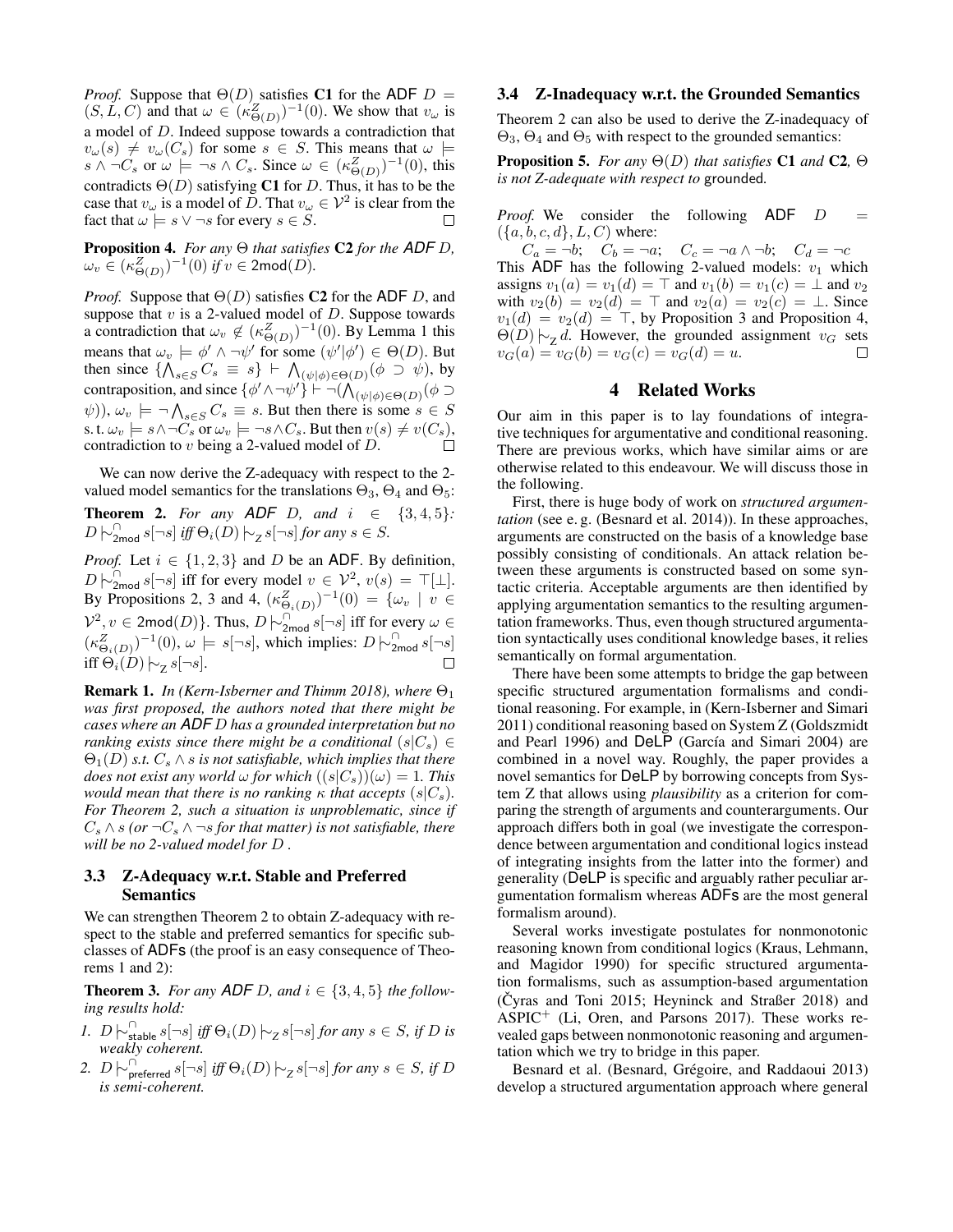*Proof.* Suppose that $\Theta(D)$ satisfies **C1** for the ADF $D = (S, L, C)$ and that $\omega \in (\kappa^Z_{\Theta(D)})^{-1}(0)$. We show that $v_\omega$ is a model of $D$. Indeed suppose towards a contradiction that $v_\omega(s) \neq v_\omega(C_s)$ for some $s \in S$. This means that $\omega \models s \wedge \neg C_s$ or $\omega \models \neg s \wedge C_s$. Since $\omega \in (\kappa^Z_{\Theta(D)})^{-1}(0)$, this contradicts $\Theta(D)$ satisfying **C1** for $D$. Thus, it has to be the case that $v_\omega$ is a model of $D$. That $v_\omega \in \mathcal{V}^2$ is clear from the fact that $\omega \models s \vee \neg s$ for every $s \in S$. □

**Proposition 4.** *For any $\Theta$ that satisfies* **C2** *for the ADF $D$, $\omega_v \in (\kappa^Z_{\Theta(D)})^{-1}(0)$ if $v \in$ 2mod$(D)$.*

*Proof.* Suppose that $\Theta(D)$ satisfies **C2** for the ADF $D$, and suppose that $v$ is a 2-valued model of $D$. Suppose towards a contradiction that $\omega_v \notin (\kappa^Z_{\Theta(D)})^{-1}(0)$. By Lemma 1 this means that $\omega_v \models \phi' \wedge \neg\psi'$ for some $(\psi'|\phi') \in \Theta(D)$. But then since $\{\bigwedge_{s\in S} C_s \equiv s\} \vdash \bigwedge_{(\psi|\phi)\in\Theta(D)}(\phi \supset \psi)$, by contraposition, and since $\{\phi' \wedge \neg\psi'\} \vdash \neg(\bigwedge_{(\psi|\phi)\in\Theta(D)}(\phi \supset \psi))$, $\omega_v \models \neg\bigwedge_{s\in S} C_s \equiv s$. But then there is some $s \in S$ s. t. $\omega_v \models s \wedge \neg C_s$ or $\omega_v \models \neg s \wedge C_s$. But then $v(s) \neq v(C_s)$, contradiction to $v$ being a 2-valued model of $D$. □

We can now derive the Z-adequacy with respect to the 2-valued model semantics for the translations $\Theta_3$, $\Theta_4$ and $\Theta_5$:

**Theorem 2.** *For any ADF $D$, and $i \in \{3, 4, 5\}$: $D \mathrel{|\!\!\sim}^{\cap}_{\mathsf{2mod}} s[\neg s]$ iff $\Theta_i(D) \mathrel{|\!\!\sim}_{\mathsf{Z}} s[\neg s]$ for any $s \in S$.*

*Proof.* Let $i \in \{1, 2, 3\}$ and $D$ be an ADF. By definition, $D \mathrel{|\!\!\sim}^{\cap}_{\mathsf{2mod}} s[\neg s]$ iff for every model $v \in \mathcal{V}^2$, $v(s) = \top[\bot]$. By Propositions 2, 3 and 4, $(\kappa^Z_{\Theta_i(D)})^{-1}(0) = \{\omega_v \mid v \in \mathcal{V}^2, v \in \mathsf{2mod}(D)\}$. Thus, $D \mathrel{|\!\!\sim}^{\cap}_{\mathsf{2mod}} s[\neg s]$ iff for every $\omega \in (\kappa^Z_{\Theta_i(D)})^{-1}(0)$, $\omega \models s[\neg s]$, which implies: $D \mathrel{|\!\!\sim}^{\cap}_{\mathsf{2mod}} s[\neg s]$ iff $\Theta_i(D) \mathrel{|\!\!\sim}_{\mathsf{Z}} s[\neg s]$. □

**Remark 1.** *In (Kern-Isberner and Thimm 2018), where $\Theta_1$ was first proposed, the authors noted that there might be cases where an ADF $D$ has a grounded interpretation but no ranking exists since there might be a conditional $(s|C_s) \in \Theta_1(D)$ s.t. $C_s \wedge s$ is not satisfiable, which implies that there does not exist any world $\omega$ for which $((s|C_s))(\omega) = 1$. This would mean that there is no ranking $\kappa$ that accepts $(s|C_s)$. For Theorem 2, such a situation is unproblematic, since if $C_s \wedge s$ (or $\neg C_s \wedge \neg s$ for that matter) is not satisfiable, there will be no 2-valued model for $D$ .*

### 3.3 Z-Adequacy w.r.t. Stable and Preferred Semantics

We can strengthen Theorem 2 to obtain Z-adequacy with respect to the stable and preferred semantics for specific subclasses of ADFs (the proof is an easy consequence of Theorems 1 and 2):

**Theorem 3.** *For any ADF $D$, and $i \in \{3, 4, 5\}$ the following results hold:*

1. *$D \mathrel{|\!\!\sim}^{\cap}_{\mathsf{stable}} s[\neg s]$ iff $\Theta_i(D) \mathrel{|\!\!\sim}_{\mathsf{Z}} s[\neg s]$ for any $s \in S$, if $D$ is weakly coherent.*
2. *$D \mathrel{|\!\!\sim}^{\cap}_{\mathsf{preferred}} s[\neg s]$ iff $\Theta_i(D) \mathrel{|\!\!\sim}_{\mathsf{Z}} s[\neg s]$ for any $s \in S$, if $D$ is semi-coherent.*

### 3.4 Z-Inadequacy w.r.t. the Grounded Semantics

Theorem 2 can also be used to derive the Z-inadequacy of $\Theta_3$, $\Theta_4$ and $\Theta_5$ with respect to the grounded semantics:

**Proposition 5.** *For any $\Theta(D)$ that satisfies* **C1** *and* **C2***, $\Theta$ is not Z-adequate with respect to* grounded*.*

*Proof.* We consider the following ADF $D = (\{a, b, c, d\}, L, C)$ where:

$$C_a = \neg b; \quad C_b = \neg a; \quad C_c = \neg a \wedge \neg b; \quad C_d = \neg c$$

This ADF has the following 2-valued models: $v_1$ which assigns $v_1(a) = v_1(d) = \top$ and $v_1(b) = v_1(c) = \bot$ and $v_2$ with $v_2(b) = v_2(d) = \top$ and $v_2(a) = v_2(c) = \bot$. Since $v_1(d) = v_2(d) = \top$, by Proposition 3 and Proposition 4, $\Theta(D) \mathrel{|\!\!\sim}_{\mathsf{Z}} d$. However, the grounded assignment $v_G$ sets $v_G(a) = v_G(b) = v_G(c) = v_G(d) = u$. □

## 4 Related Works

Our aim in this paper is to lay foundations of integrative techniques for argumentative and conditional reasoning. There are previous works, which have similar aims or are otherwise related to this endeavour. We will discuss those in the following.

First, there is huge body of work on *structured argumentation* (see e. g. (Besnard et al. 2014)). In these approaches, arguments are constructed on the basis of a knowledge base possibly consisting of conditionals. An attack relation between these arguments is constructed based on some syntactic criteria. Acceptable arguments are then identified by applying argumentation semantics to the resulting argumentation frameworks. Thus, even though structured argumentation syntactically uses conditional knowledge bases, it relies semantically on formal argumentation.

There have been some attempts to bridge the gap between specific structured argumentation formalisms and conditional reasoning. For example, in (Kern-Isberner and Simari 2011) conditional reasoning based on System Z (Goldszmidt and Pearl 1996) and DeLP (García and Simari 2004) are combined in a novel way. Roughly, the paper provides a novel semantics for DeLP by borrowing concepts from System Z that allows using *plausibility* as a criterion for comparing the strength of arguments and counterarguments. Our approach differs both in goal (we investigate the correspondence between argumentation and conditional logics instead of integrating insights from the latter into the former) and generality (DeLP is specific and arguably rather peculiar argumentation formalism whereas ADFs are the most general formalism around).

Several works investigate postulates for nonmonotonic reasoning known from conditional logics (Kraus, Lehmann, and Magidor 1990) for specific structured argumentation formalisms, such as assumption-based argumentation (Čyras and Toni 2015; Heyninck and Straßer 2018) and ASPIC$^+$ (Li, Oren, and Parsons 2017). These works revealed gaps between nonmonotonic reasoning and argumentation which we try to bridge in this paper.

Besnard et al. (Besnard, Grégoire, and Raddaoui 2013) develop a structured argumentation approach where general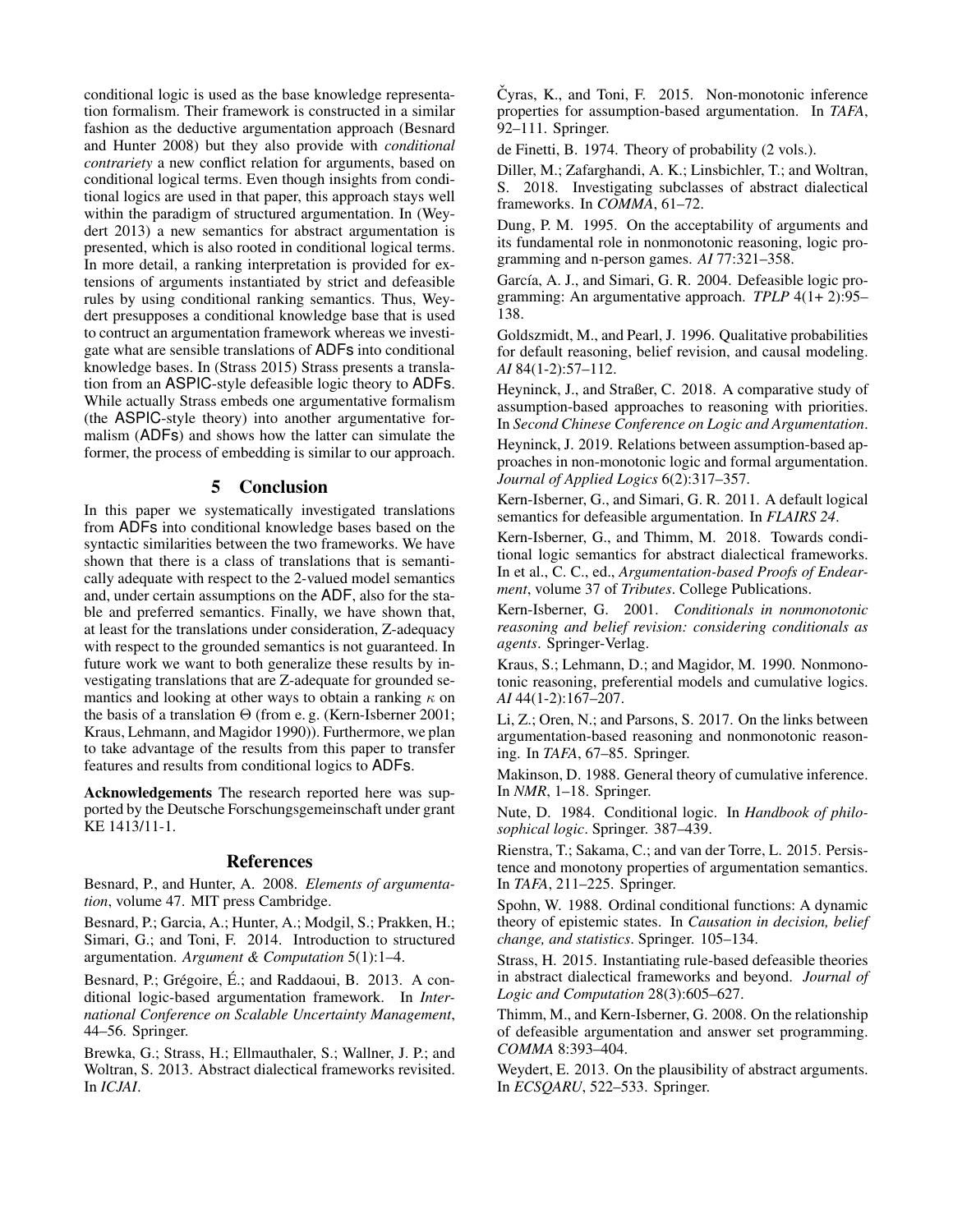conditional logic is used as the base knowledge representation formalism. Their framework is constructed in a similar fashion as the deductive argumentation approach (Besnard and Hunter 2008) but they also provide with *conditional contrariety* a new conflict relation for arguments, based on conditional logical terms. Even though insights from conditional logics are used in that paper, this approach stays well within the paradigm of structured argumentation. In (Weydert 2013) a new semantics for abstract argumentation is presented, which is also rooted in conditional logical terms. In more detail, a ranking interpretation is provided for extensions of arguments instantiated by strict and defeasible rules by using conditional ranking semantics. Thus, Weydert presupposes a conditional knowledge base that is used to contruct an argumentation framework whereas we investigate what are sensible translations of ADFs into conditional knowledge bases. In (Strass 2015) Strass presents a translation from an ASPIC-style defeasible logic theory to ADFs. While actually Strass embeds one argumentative formalism (the ASPIC-style theory) into another argumentative formalism (ADFs) and shows how the latter can simulate the former, the process of embedding is similar to our approach.

## 5 Conclusion

In this paper we systematically investigated translations from ADFs into conditional knowledge bases based on the syntactic similarities between the two frameworks. We have shown that there is a class of translations that is semantically adequate with respect to the 2-valued model semantics and, under certain assumptions on the ADF, also for the stable and preferred semantics. Finally, we have shown that, at least for the translations under consideration, Z-adequacy with respect to the grounded semantics is not guaranteed. In future work we want to both generalize these results by investigating translations that are Z-adequate for grounded semantics and looking at other ways to obtain a ranking $\kappa$ on the basis of a translation $\Theta$ (from e. g. (Kern-Isberner 2001; Kraus, Lehmann, and Magidor 1990)). Furthermore, we plan to take advantage of the results from this paper to transfer features and results from conditional logics to ADFs.

**Acknowledgements** The research reported here was supported by the Deutsche Forschungsgemeinschaft under grant KE 1413/11-1.

## References

Besnard, P., and Hunter, A. 2008. *Elements of argumentation*, volume 47. MIT press Cambridge.

Besnard, P.; Garcia, A.; Hunter, A.; Modgil, S.; Prakken, H.; Simari, G.; and Toni, F. 2014. Introduction to structured argumentation. *Argument & Computation* 5(1):1–4.

Besnard, P.; Grégoire, É.; and Raddaoui, B. 2013. A conditional logic-based argumentation framework. In *International Conference on Scalable Uncertainty Management*, 44–56. Springer.

Brewka, G.; Strass, H.; Ellmauthaler, S.; Wallner, J. P.; and Woltran, S. 2013. Abstract dialectical frameworks revisited. In *ICJAI*.

Čyras, K., and Toni, F. 2015. Non-monotonic inference properties for assumption-based argumentation. In *TAFA*, 92–111. Springer.

de Finetti, B. 1974. Theory of probability (2 vols.).

Diller, M.; Zafarghandi, A. K.; Linsbichler, T.; and Woltran, S. 2018. Investigating subclasses of abstract dialectical frameworks. In *COMMA*, 61–72.

Dung, P. M. 1995. On the acceptability of arguments and its fundamental role in nonmonotonic reasoning, logic programming and n-person games. *AI* 77:321–358.

García, A. J., and Simari, G. R. 2004. Defeasible logic programming: An argumentative approach. *TPLP* 4(1+ 2):95–138.

Goldszmidt, M., and Pearl, J. 1996. Qualitative probabilities for default reasoning, belief revision, and causal modeling. *AI* 84(1-2):57–112.

Heyninck, J., and Straßer, C. 2018. A comparative study of assumption-based approaches to reasoning with priorities. In *Second Chinese Conference on Logic and Argumentation*.

Heyninck, J. 2019. Relations between assumption-based approaches in non-monotonic logic and formal argumentation. *Journal of Applied Logics* 6(2):317–357.

Kern-Isberner, G., and Simari, G. R. 2011. A default logical semantics for defeasible argumentation. In *FLAIRS 24*.

Kern-Isberner, G., and Thimm, M. 2018. Towards conditional logic semantics for abstract dialectical frameworks. In et al., C. C., ed., *Argumentation-based Proofs of Endearment*, volume 37 of *Tributes*. College Publications.

Kern-Isberner, G. 2001. *Conditionals in nonmonotonic reasoning and belief revision: considering conditionals as agents*. Springer-Verlag.

Kraus, S.; Lehmann, D.; and Magidor, M. 1990. Nonmonotonic reasoning, preferential models and cumulative logics. *AI* 44(1-2):167–207.

Li, Z.; Oren, N.; and Parsons, S. 2017. On the links between argumentation-based reasoning and nonmonotonic reasoning. In *TAFA*, 67–85. Springer.

Makinson, D. 1988. General theory of cumulative inference. In *NMR*, 1–18. Springer.

Nute, D. 1984. Conditional logic. In *Handbook of philosophical logic*. Springer. 387–439.

Rienstra, T.; Sakama, C.; and van der Torre, L. 2015. Persistence and monotony properties of argumentation semantics. In *TAFA*, 211–225. Springer.

Spohn, W. 1988. Ordinal conditional functions: A dynamic theory of epistemic states. In *Causation in decision, belief change, and statistics*. Springer. 105–134.

Strass, H. 2015. Instantiating rule-based defeasible theories in abstract dialectical frameworks and beyond. *Journal of Logic and Computation* 28(3):605–627.

Thimm, M., and Kern-Isberner, G. 2008. On the relationship of defeasible argumentation and answer set programming. *COMMA* 8:393–404.

Weydert, E. 2013. On the plausibility of abstract arguments. In *ECSQARU*, 522–533. Springer.